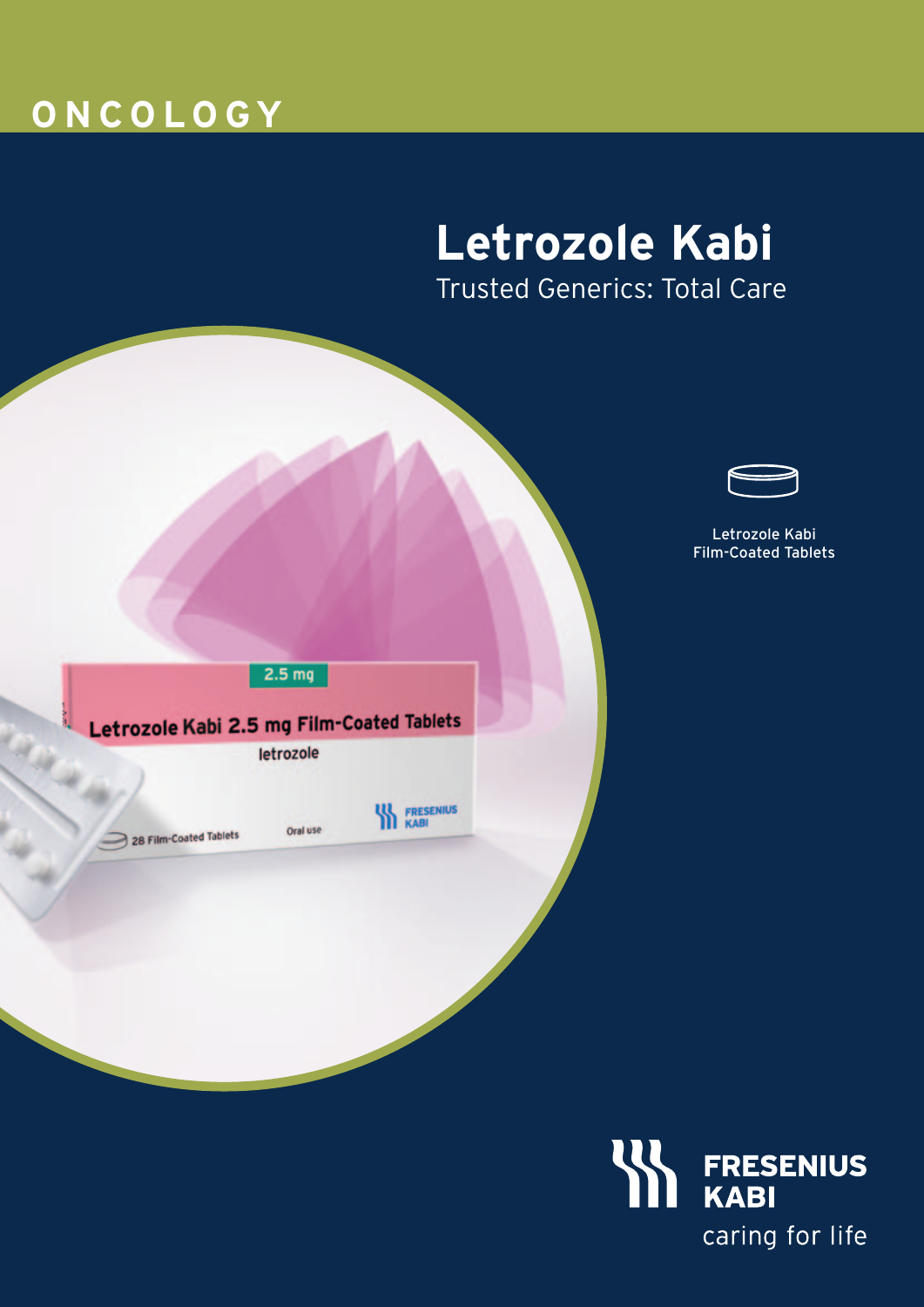**ONCOLOGY**

# Letrozole Kabi

Trusted Generics: Total Care

Letrozole Kabi
Film-Coated Tablets

FRESENIUS KABI
caring for life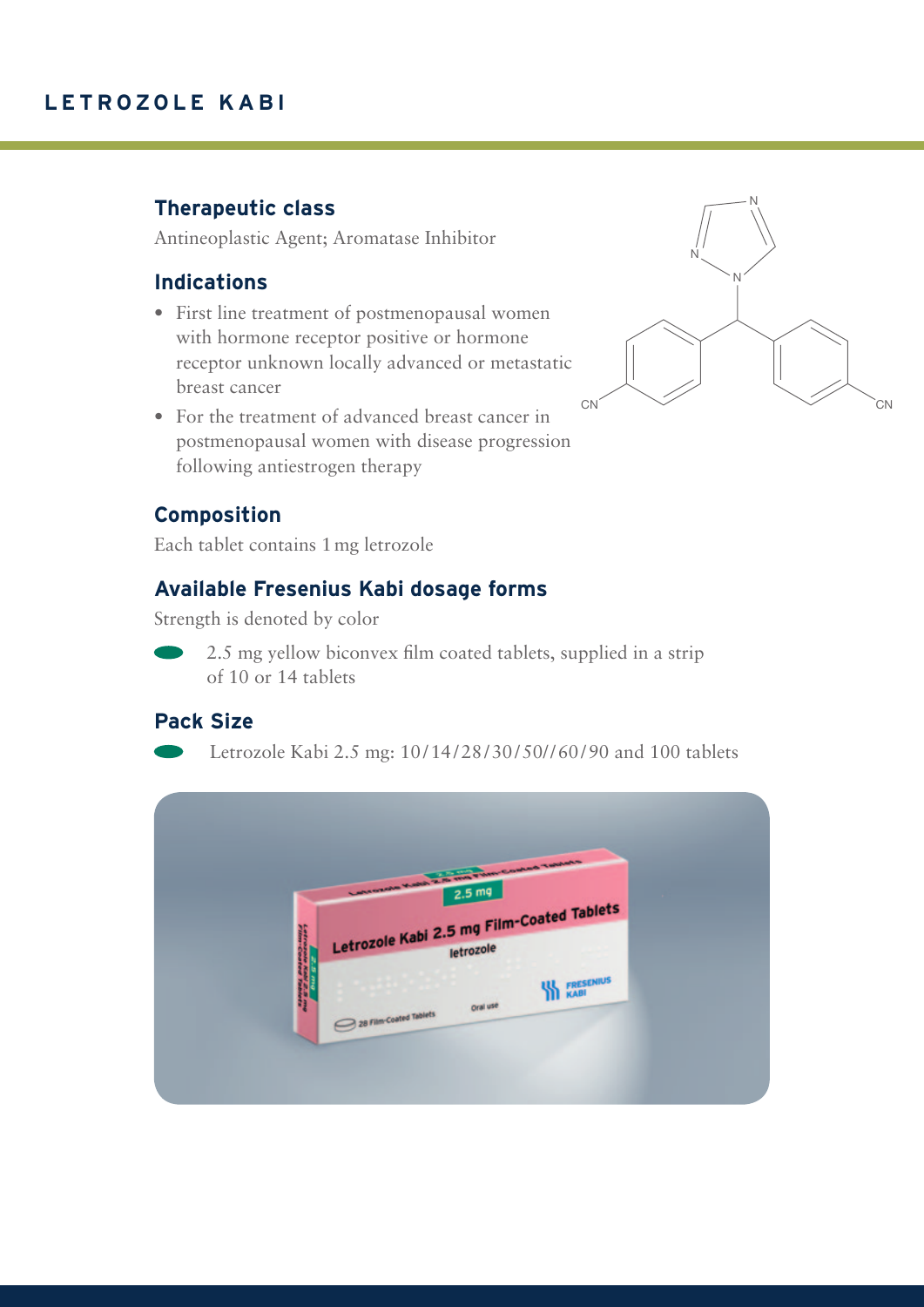# LETROZOLE KABI

## Therapeutic class

Antineoplastic Agent; Aromatase Inhibitor

## Indications

- First line treatment of postmenopausal women with hormone receptor positive or hormone receptor unknown locally advanced or metastatic breast cancer
- For the treatment of advanced breast cancer in postmenopausal women with disease progression following antiestrogen therapy

## Composition

Each tablet contains 1 mg letrozole

## Available Fresenius Kabi dosage forms

Strength is denoted by color

- 2.5 mg yellow biconvex film coated tablets, supplied in a strip of 10 or 14 tablets

## Pack Size

- Letrozole Kabi 2.5 mg: 10/14/28/30/50//60/90 and 100 tablets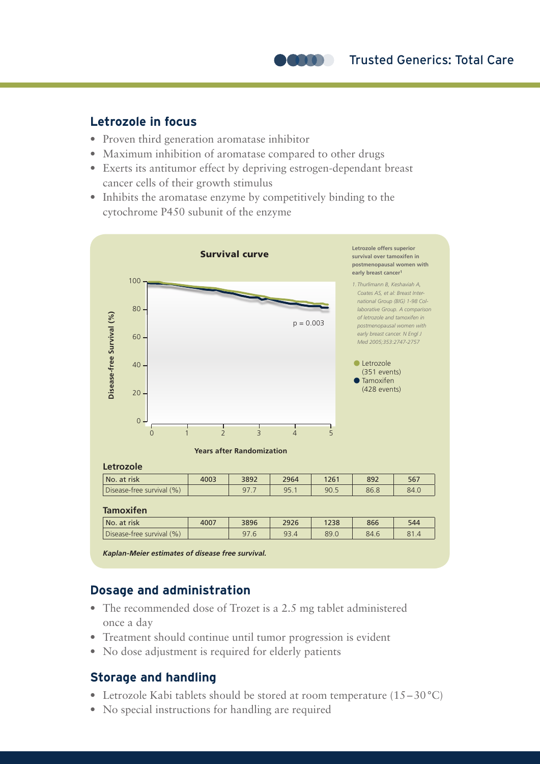## Letrozole in focus

- Proven third generation aromatase inhibitor
- Maximum inhibition of aromatase compared to other drugs
- Exerts its antitumor effect by depriving estrogen-dependant breast cancer cells of their growth stimulus
- Inhibits the aromatase enzyme by competitively binding to the cytochrome P450 subunit of the enzyme

**Survival curve**

**Letrozole offers superior survival over tamoxifen in postmenopausal women with early breast cancer[1]**

*1. Thurlimann B, Keshaviah A, Coates AS, et al: Breast International Group (BIG) 1-98 Collaborative Group. A comparison of letrozole and tamoxifen in postmenopausal women with early breast cancer. N Engl J Med 2005;353:2747-2757*

- Letrozole (351 events)
- Tamoxifen (428 events)

$p = 0.003$

Disease-free Survival (%) vs. Years after Randomization

**Letrozole**

| No. at risk | 4003 | 3892 | 2964 | 1261 | 892 | 567 |
|---|---|---|---|---|---|---|
| Disease-free survival (%) | | 97.7 | 95.1 | 90.5 | 86.8 | 84.0 |

**Tamoxifen**

| No. at risk | 4007 | 3896 | 2926 | 1238 | 866 | 544 |
|---|---|---|---|---|---|---|
| Disease-free survival (%) | | 97.6 | 93.4 | 89.0 | 84.6 | 81.4 |

***Kaplan-Meier estimates of disease free survival.***

## Dosage and administration

- The recommended dose of Trozet is a 2.5 mg tablet administered once a day
- Treatment should continue until tumor progression is evident
- No dose adjustment is required for elderly patients

## Storage and handling

- Letrozole Kabi tablets should be stored at room temperature (15 – 30 °C)
- No special instructions for handling are required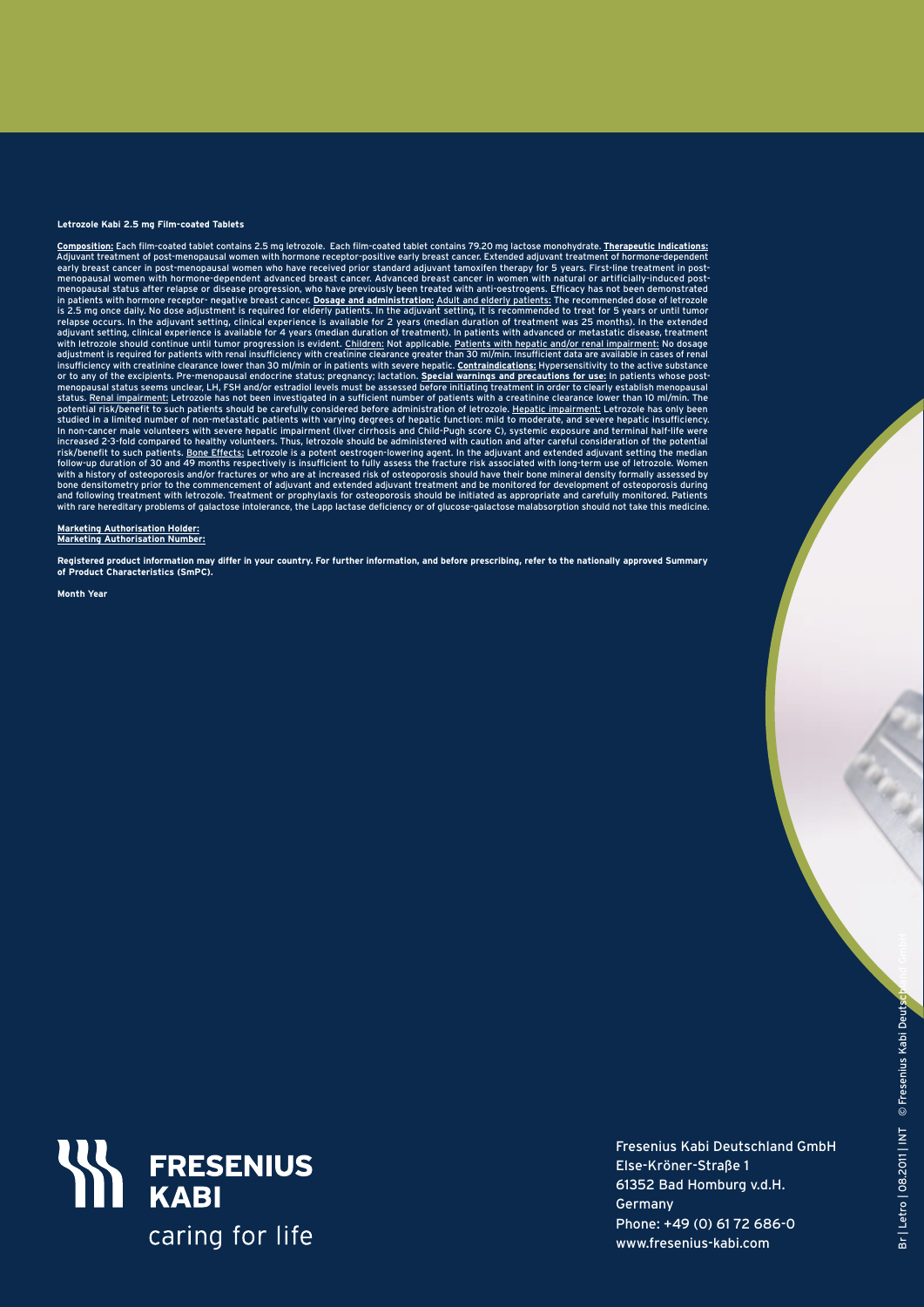**Letrozole Kabi 2.5 mg Film-coated Tablets**

**Composition:** Each film-coated tablet contains 2.5 mg letrozole. Each film-coated tablet contains 79.20 mg lactose monohydrate. **Therapeutic Indications:** Adjuvant treatment of post-menopausal women with hormone receptor-positive early breast cancer. Extended adjuvant treatment of hormone-dependent early breast cancer in post-menopausal women who have received prior standard adjuvant tamoxifen therapy for 5 years. First-line treatment in post-menopausal women with hormone-dependent advanced breast cancer. Advanced breast cancer in women with natural or artificially-induced post-menopausal status after relapse or disease progression, who have previously been treated with anti-oestrogens. Efficacy has not been demonstrated in patients with hormone receptor- negative breast cancer. **Dosage and administration:** Adult and elderly patients: The recommended dose of letrozole is 2.5 mg once daily. No dose adjustment is required for elderly patients. In the adjuvant setting, it is recommended to treat for 5 years or until tumor relapse occurs. In the adjuvant setting, clinical experience is available for 2 years (median duration of treatment was 25 months). In the extended adjuvant setting, clinical experience is available for 4 years (median duration of treatment). In patients with advanced or metastatic disease, treatment with letrozole should continue until tumor progression is evident. Children: Not applicable. Patients with hepatic and/or renal impairment: No dosage adjustment is required for patients with renal insufficiency with creatinine clearance greater than 30 ml/min. Insufficient data are available in cases of renal insufficiency with creatinine clearance lower than 30 ml/min or in patients with severe hepatic. **Contraindications:** Hypersensitivity to the active substance or to any of the excipients. Pre-menopausal endocrine status; pregnancy; lactation. **Special warnings and precautions for use:** In patients whose post-menopausal status seems unclear, LH, FSH and/or estradiol levels must be assessed before initiating treatment in order to clearly establish menopausal status. Renal impairment: Letrozole has not been investigated in a sufficient number of patients with a creatinine clearance lower than 10 ml/min. The potential risk/benefit to such patients should be carefully considered before administration of letrozole. Hepatic impairment: Letrozole has only been studied in a limited number of non-metastatic patients with varying degrees of hepatic function: mild to moderate, and severe hepatic insufficiency. In non-cancer male volunteers with severe hepatic impairment (liver cirrhosis and Child-Pugh score C), systemic exposure and terminal half-life were increased 2-3-fold compared to healthy volunteers. Thus, letrozole should be administered with caution and after careful consideration of the potential risk/benefit to such patients. Bone Effects: Letrozole is a potent oestrogen-lowering agent. In the adjuvant and extended adjuvant setting the median follow-up duration of 30 and 49 months respectively is insufficient to fully assess the fracture risk associated with long-term use of letrozole. Women with a history of osteoporosis and/or fractures or who are at increased risk of osteoporosis should have their bone mineral density formally assessed by bone densitometry prior to the commencement of adjuvant and extended adjuvant treatment and be monitored for development of osteoporosis during and following treatment with letrozole. Treatment or prophylaxis for osteoporosis should be initiated as appropriate and carefully monitored. Patients with rare hereditary problems of galactose intolerance, the Lapp lactase deficiency or of glucose-galactose malabsorption should not take this medicine.

**Marketing Authorisation Holder:**
**Marketing Authorisation Number:**

**Registered product information may differ in your country. For further information, and before prescribing, refer to the nationally approved Summary of Product Characteristics (SmPC).**

**Month Year**

FRESENIUS KABI
caring for life

Fresenius Kabi Deutschland GmbH
Else-Kröner-Straße 1
61352 Bad Homburg v.d.H.
Germany
Phone: +49 (0) 61 72 686-0
www.fresenius-kabi.com

Br | Letro | 08.2011 | INT © Fresenius Kabi Deutschland GmbH